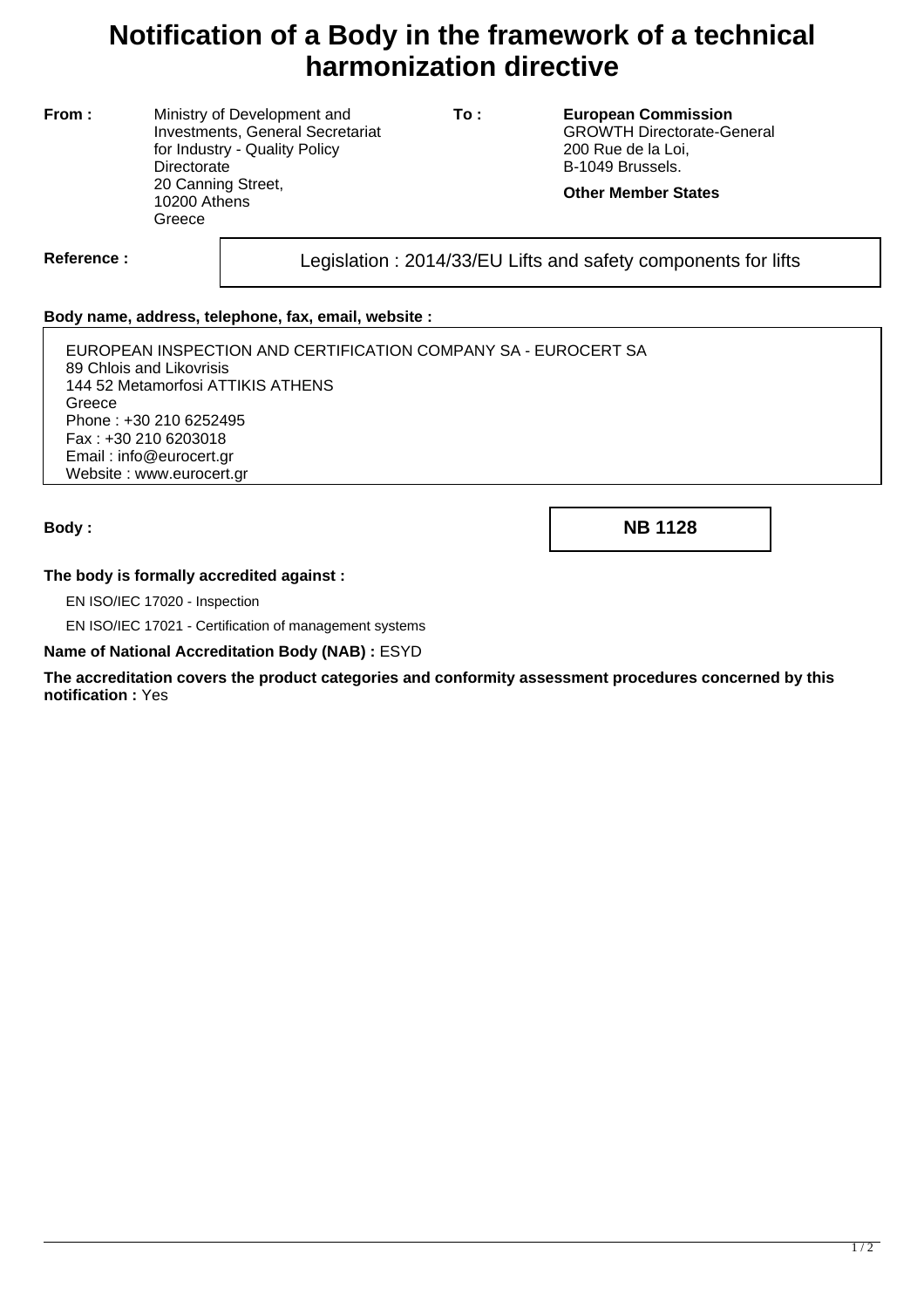# Notification of a Body in the framework of a technical harmonization directive

**From :** Ministry of Development and Investments, General Secretariat for Industry - Quality Policy Directorate
20 Canning Street,
10200 Athens
Greece

**To :** **European Commission**
GROWTH Directorate-General
200 Rue de la Loi,
B-1049 Brussels.

**Other Member States**

**Reference :** Legislation : 2014/33/EU Lifts and safety components for lifts

**Body name, address, telephone, fax, email, website :**

EUROPEAN INSPECTION AND CERTIFICATION COMPANY SA - EUROCERT SA
89 Chlois and Likovrisis
144 52 Metamorfosi ATTIKIS ATHENS
Greece
Phone : +30 210 6252495
Fax : +30 210 6203018
Email : info@eurocert.gr
Website : www.eurocert.gr

**Body :** **NB 1128**

**The body is formally accredited against :**

EN ISO/IEC 17020 - Inspection

EN ISO/IEC 17021 - Certification of management systems

**Name of National Accreditation Body (NAB) :** ESYD

**The accreditation covers the product categories and conformity assessment procedures concerned by this notification :** Yes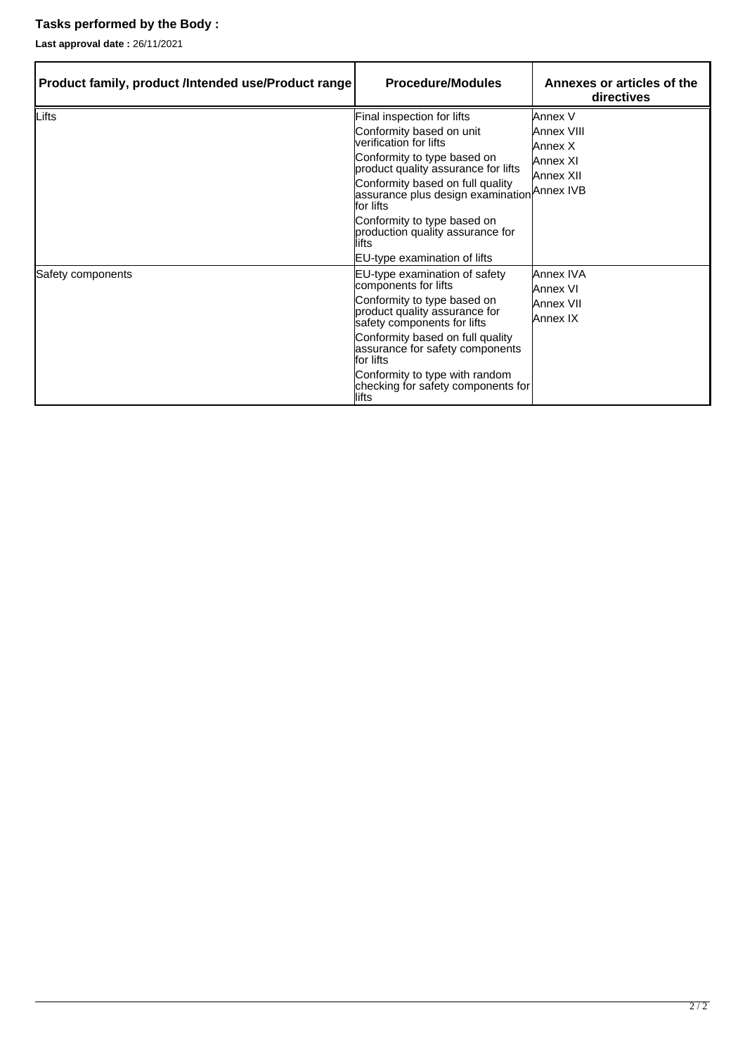**Tasks performed by the Body :**

**Last approval date :** 26/11/2021

| Product family, product /Intended use/Product range | Procedure/Modules | Annexes or articles of the directives |
| --- | --- | --- |
| Lifts | Final inspection for lifts<br>Conformity based on unit verification for lifts<br>Conformity to type based on product quality assurance for lifts<br>Conformity based on full quality assurance plus design examination for lifts<br>Conformity to type based on production quality assurance for lifts<br>EU-type examination of lifts | Annex V<br>Annex VIII<br>Annex X<br>Annex XI<br>Annex XII<br>Annex IVB |
| Safety components | EU-type examination of safety components for lifts<br>Conformity to type based on product quality assurance for safety components for lifts<br>Conformity based on full quality assurance for safety components for lifts<br>Conformity to type with random checking for safety components for lifts | Annex IVA<br>Annex VI<br>Annex VII<br>Annex IX |